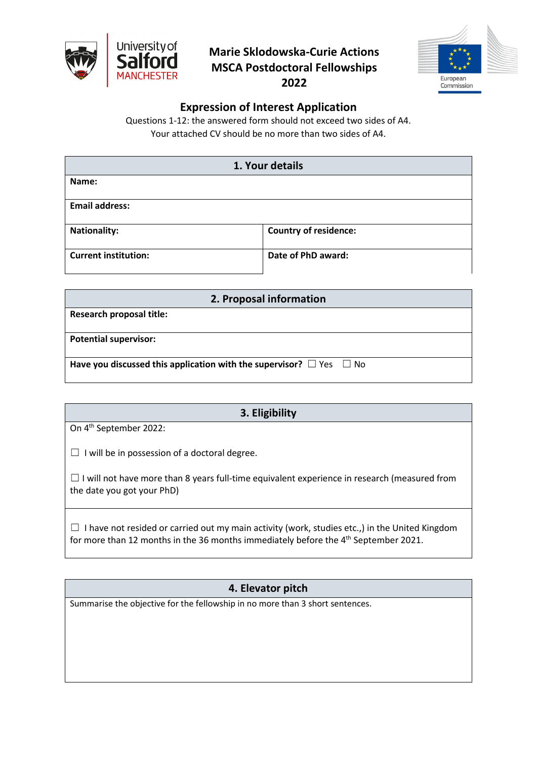# Marie Sklodowska-Curie Actions MSCA Postdoctoral Fellowships 2022

## Expression of Interest Application

Questions 1-12: the answered form should not exceed two sides of A4.
Your attached CV should be no more than two sides of A4.

| 1. Your details | |
|---|---|
| **Name:** | |
| **Email address:** | |
| **Nationality:** | **Country of residence:** |
| **Current institution:** | **Date of PhD award:** |

| 2. Proposal information |
|---|
| **Research proposal title:** |
| **Potential supervisor:** |
| **Have you discussed this application with the supervisor?** ☐ Yes ☐ No |

| 3. Eligibility |
|---|
| On 4th September 2022:<br><br>☐ I will be in possession of a doctoral degree.<br><br>☐ I will not have more than 8 years full-time equivalent experience in research (measured from the date you got your PhD) |
| ☐ I have not resided or carried out my main activity (work, studies etc.,) in the United Kingdom for more than 12 months in the 36 months immediately before the 4th September 2021. |

| 4. Elevator pitch |
|---|
| Summarise the objective for the fellowship in no more than 3 short sentences. |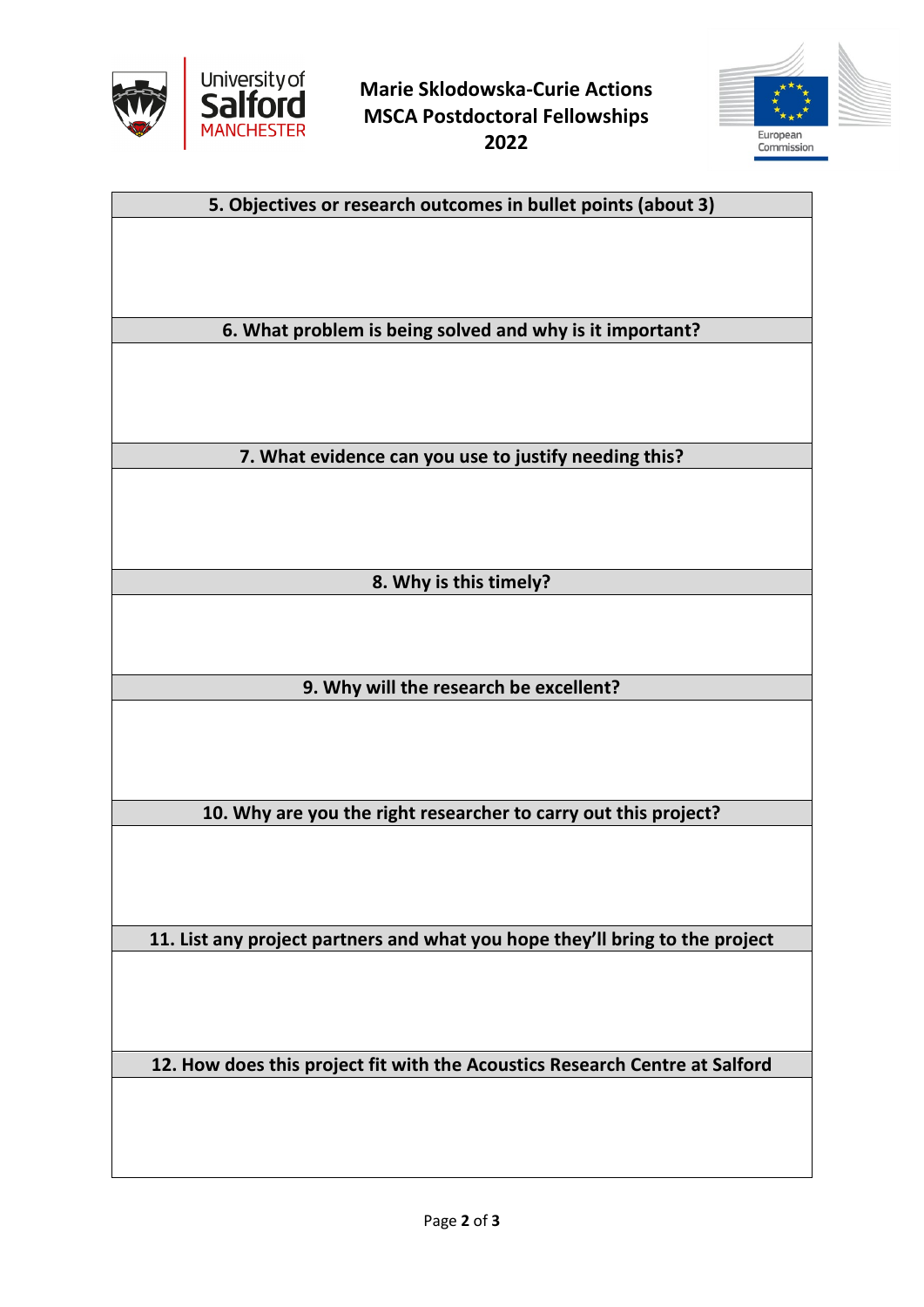Marie Sklodowska-Curie Actions
MSCA Postdoctoral Fellowships
2022

| 5. Objectives or research outcomes in bullet points (about 3) |
| --- |
| |
| **6. What problem is being solved and why is it important?** |
| |
| **7. What evidence can you use to justify needing this?** |
| |
| **8. Why is this timely?** |
| |
| **9. Why will the research be excellent?** |
| |
| **10. Why are you the right researcher to carry out this project?** |
| |
| **11. List any project partners and what you hope they'll bring to the project** |
| |
| **12. How does this project fit with the Acoustics Research Centre at Salford** |
| |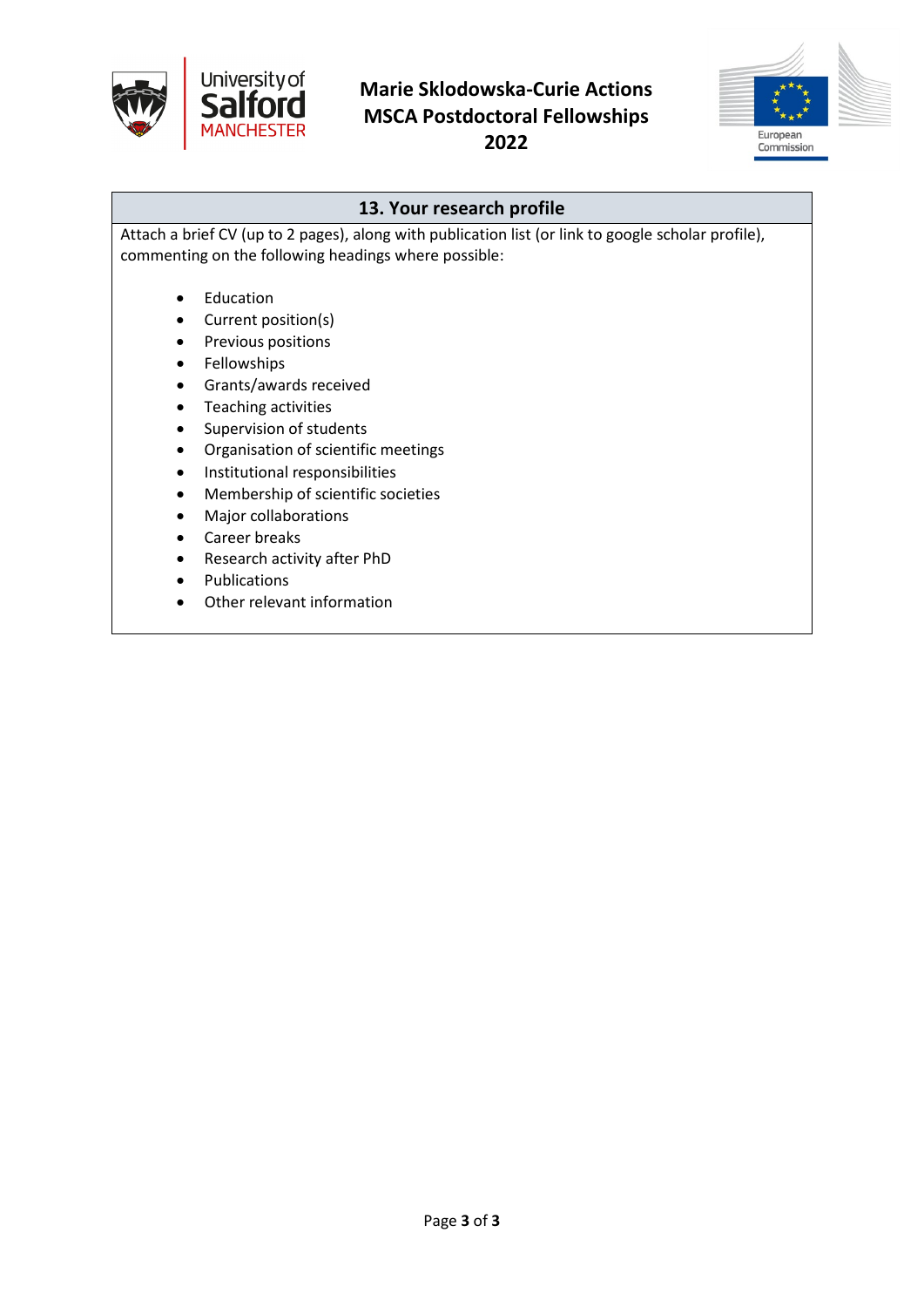## 13. Your research profile

Attach a brief CV (up to 2 pages), along with publication list (or link to google scholar profile), commenting on the following headings where possible:

- Education
- Current position(s)
- Previous positions
- Fellowships
- Grants/awards received
- Teaching activities
- Supervision of students
- Organisation of scientific meetings
- Institutional responsibilities
- Membership of scientific societies
- Major collaborations
- Career breaks
- Research activity after PhD
- Publications
- Other relevant information